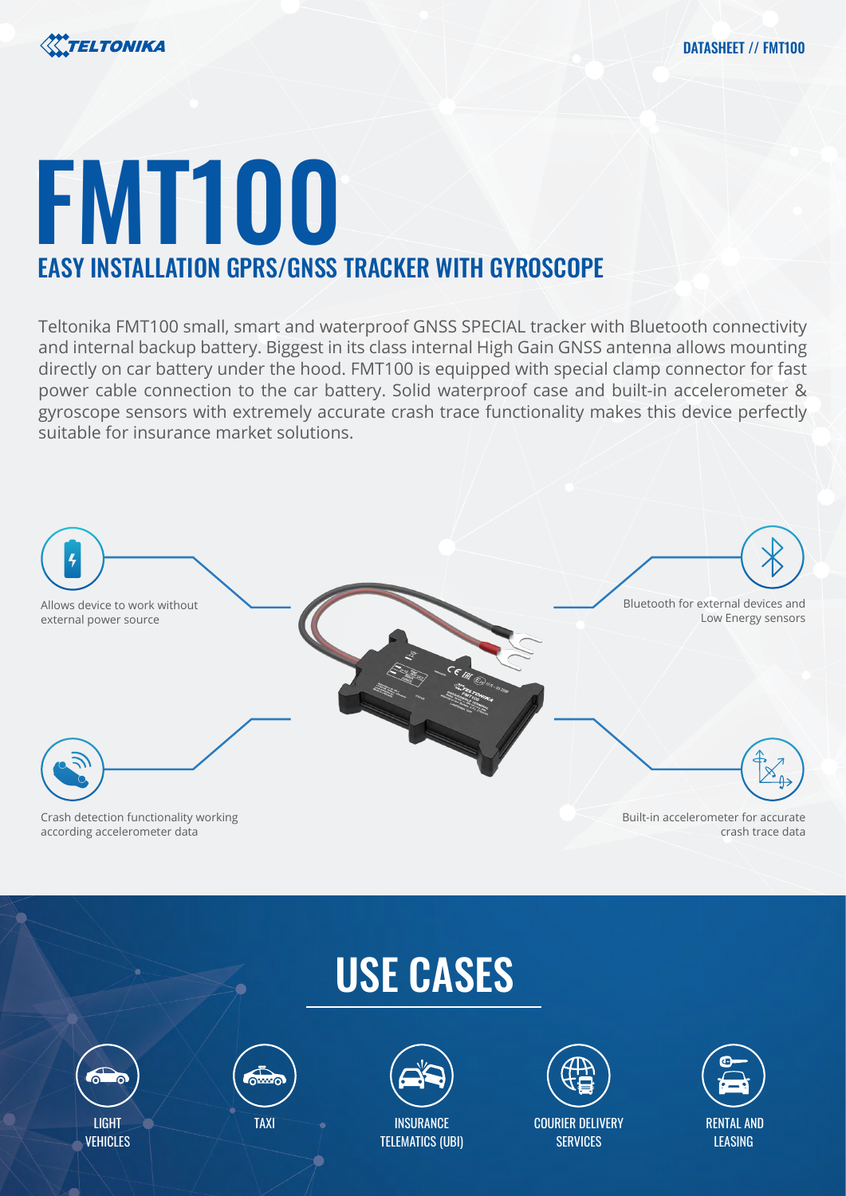# FMT100

## EASY INSTALLATION GPRS/GNSS TRACKER WITH GYROSCOPE

Teltonika FMT100 small, smart and waterproof GNSS SPECIAL tracker with Bluetooth connectivity and internal backup battery. Biggest in its class internal High Gain GNSS antenna allows mounting directly on car battery under the hood. FMT100 is equipped with special clamp connector for fast power cable connection to the car battery. Solid waterproof case and built-in accelerometer & gyroscope sensors with extremely accurate crash trace functionality makes this device perfectly suitable for insurance market solutions.

Allows device to work without external power source

Bluetooth for external devices and Low Energy sensors

Crash detection functionality working according accelerometer data

Built-in accelerometer for accurate crash trace data

## USE CASES

- LIGHT VEHICLES
- TAXI
- INSURANCE TELEMATICS (UBI)
- COURIER DELIVERY SERVICES
- RENTAL AND LEASING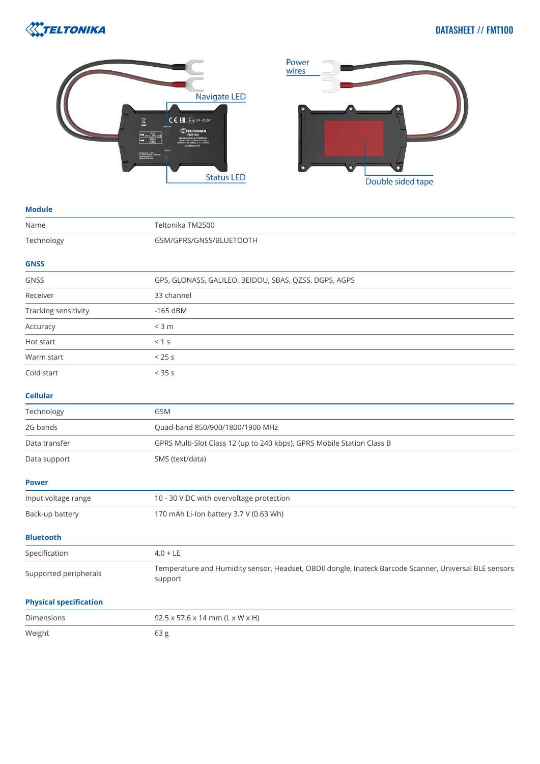Navigate LED

Status LED

Power wires

Double sided tape

## Module

| | |
|---|---|
| Name | Teltonika TM2500 |
| Technology | GSM/GPRS/GNSS/BLUETOOTH |

## GNSS

| | |
|---|---|
| GNSS | GPS, GLONASS, GALILEO, BEIDOU, SBAS, QZSS, DGPS, AGPS |
| Receiver | 33 channel |
| Tracking sensitivity | -165 dBM |
| Accuracy | < 3 m |
| Hot start | < 1 s |
| Warm start | < 25 s |
| Cold start | < 35 s |

## Cellular

| | |
|---|---|
| Technology | GSM |
| 2G bands | Quad-band 850/900/1800/1900 MHz |
| Data transfer | GPRS Multi-Slot Class 12 (up to 240 kbps), GPRS Mobile Station Class B |
| Data support | SMS (text/data) |

## Power

| | |
|---|---|
| Input voltage range | 10 - 30 V DC with overvoltage protection |
| Back-up battery | 170 mAh Li-Ion battery 3.7 V (0.63 Wh) |

## Bluetooth

| | |
|---|---|
| Specification | 4.0 + LE |
| Supported peripherals | Temperature and Humidity sensor, Headset, OBDII dongle, Inateck Barcode Scanner, Universal BLE sensors support |

## Physical specification

| | |
|---|---|
| Dimensions | 92.5 x 57.6 x 14 mm (L x W x H) |
| Weight | 63 g |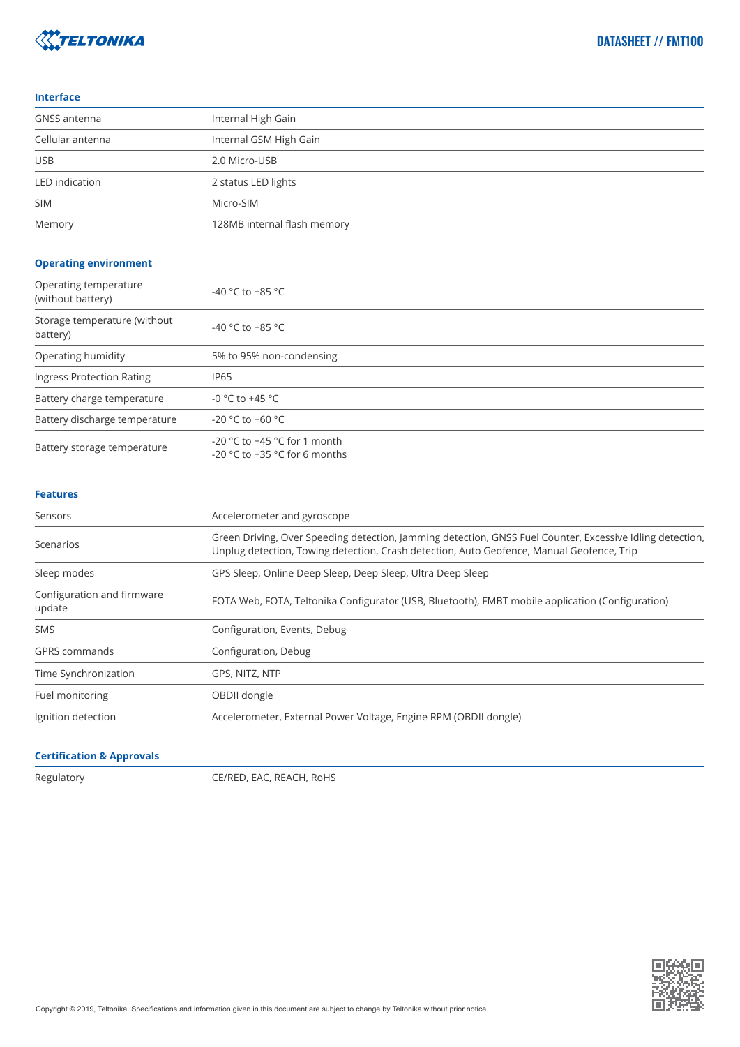## Interface

| | |
|---|---|
| GNSS antenna | Internal High Gain |
| Cellular antenna | Internal GSM High Gain |
| USB | 2.0 Micro-USB |
| LED indication | 2 status LED lights |
| SIM | Micro-SIM |
| Memory | 128MB internal flash memory |

## Operating environment

| | |
|---|---|
| Operating temperature (without battery) | -40 °C to +85 °C |
| Storage temperature (without battery) | -40 °C to +85 °C |
| Operating humidity | 5% to 95% non-condensing |
| Ingress Protection Rating | IP65 |
| Battery charge temperature | -0 °C to +45 °C |
| Battery discharge temperature | -20 °C to +60 °C |
| Battery storage temperature | -20 °C to +45 °C for 1 month<br>-20 °C to +35 °C for 6 months |

## Features

| | |
|---|---|
| Sensors | Accelerometer and gyroscope |
| Scenarios | Green Driving, Over Speeding detection, Jamming detection, GNSS Fuel Counter, Excessive Idling detection, Unplug detection, Towing detection, Crash detection, Auto Geofence, Manual Geofence, Trip |
| Sleep modes | GPS Sleep, Online Deep Sleep, Deep Sleep, Ultra Deep Sleep |
| Configuration and firmware update | FOTA Web, FOTA, Teltonika Configurator (USB, Bluetooth), FMBT mobile application (Configuration) |
| SMS | Configuration, Events, Debug |
| GPRS commands | Configuration, Debug |
| Time Synchronization | GPS, NITZ, NTP |
| Fuel monitoring | OBDII dongle |
| Ignition detection | Accelerometer, External Power Voltage, Engine RPM (OBDII dongle) |

## Certification & Approvals

| | |
|---|---|
| Regulatory | CE/RED, EAC, REACH, RoHS |

Copyright © 2019, Teltonika. Specifications and information given in this document are subject to change by Teltonika without prior notice.